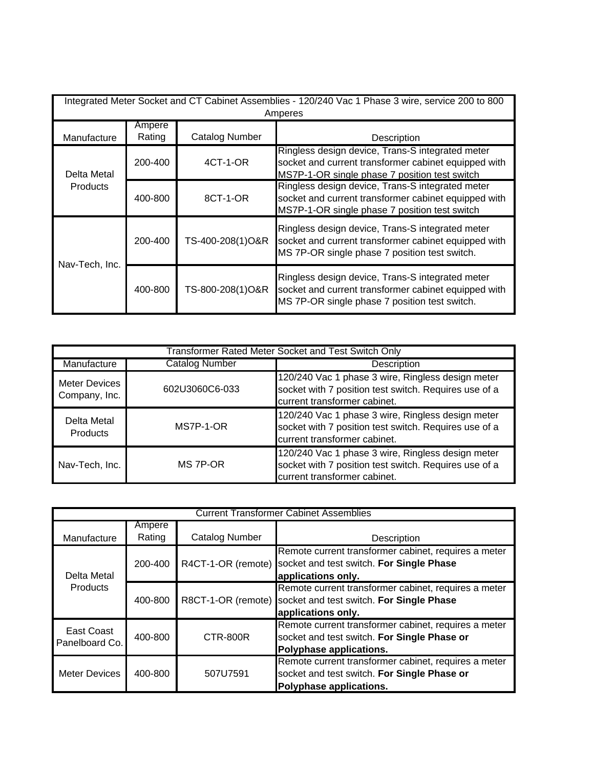| Integrated Meter Socket and CT Cabinet Assemblies - 120/240 Vac 1 Phase 3 wire, service 200 to 800 Amperes | | | |
|---|---|---|---|
| Manufacture | Ampere Rating | Catalog Number | Description |
| Delta Metal Products | 200-400 | 4CT-1-OR | Ringless design device, Trans-S integrated meter socket and current transformer cabinet equipped with MS7P-1-OR single phase 7 position test switch |
| | 400-800 | 8CT-1-OR | Ringless design device, Trans-S integrated meter socket and current transformer cabinet equipped with MS7P-1-OR single phase 7 position test switch |
| Nav-Tech, Inc. | 200-400 | TS-400-208(1)O&R | Ringless design device, Trans-S integrated meter socket and current transformer cabinet equipped with MS 7P-OR single phase 7 position test switch. |
| | 400-800 | TS-800-208(1)O&R | Ringless design device, Trans-S integrated meter socket and current transformer cabinet equipped with MS 7P-OR single phase 7 position test switch. |

| Transformer Rated Meter Socket and Test Switch Only | | |
|---|---|---|
| Manufacture | Catalog Number | Description |
| Meter Devices Company, Inc. | 602U3060C6-033 | 120/240 Vac 1 phase 3 wire, Ringless design meter socket with 7 position test switch. Requires use of a current transformer cabinet. |
| Delta Metal Products | MS7P-1-OR | 120/240 Vac 1 phase 3 wire, Ringless design meter socket with 7 position test switch. Requires use of a current transformer cabinet. |
| Nav-Tech, Inc. | MS 7P-OR | 120/240 Vac 1 phase 3 wire, Ringless design meter socket with 7 position test switch. Requires use of a current transformer cabinet. |

| Current Transformer Cabinet Assemblies | | | |
|---|---|---|---|
| Manufacture | Ampere Rating | Catalog Number | Description |
| Delta Metal Products | 200-400 | R4CT-1-OR (remote) | Remote current transformer cabinet, requires a meter socket and test switch. **For Single Phase applications only.** |
| | 400-800 | R8CT-1-OR (remote) | Remote current transformer cabinet, requires a meter socket and test switch. **For Single Phase applications only.** |
| East Coast Panelboard Co. | 400-800 | CTR-800R | Remote current transformer cabinet, requires a meter socket and test switch. **For Single Phase or Polyphase applications.** |
| Meter Devices | 400-800 | 507U7591 | Remote current transformer cabinet, requires a meter socket and test switch. **For Single Phase or Polyphase applications.** |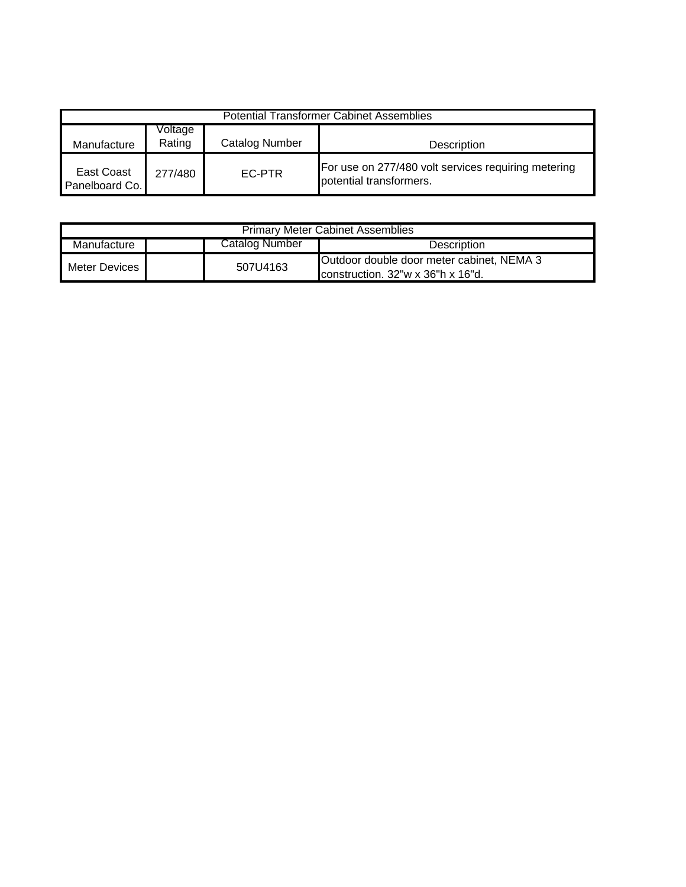| Potential Transformer Cabinet Assemblies | | | |
|---|---|---|---|
| Manufacture | Voltage Rating | Catalog Number | Description |
| East Coast Panelboard Co. | 277/480 | EC-PTR | For use on 277/480 volt services requiring metering potential transformers. |

| Primary Meter Cabinet Assemblies | | | |
|---|---|---|---|
| Manufacture | | Catalog Number | Description |
| Meter Devices | | 507U4163 | Outdoor double door meter cabinet, NEMA 3 construction. 32"w x 36"h x 16"d. |